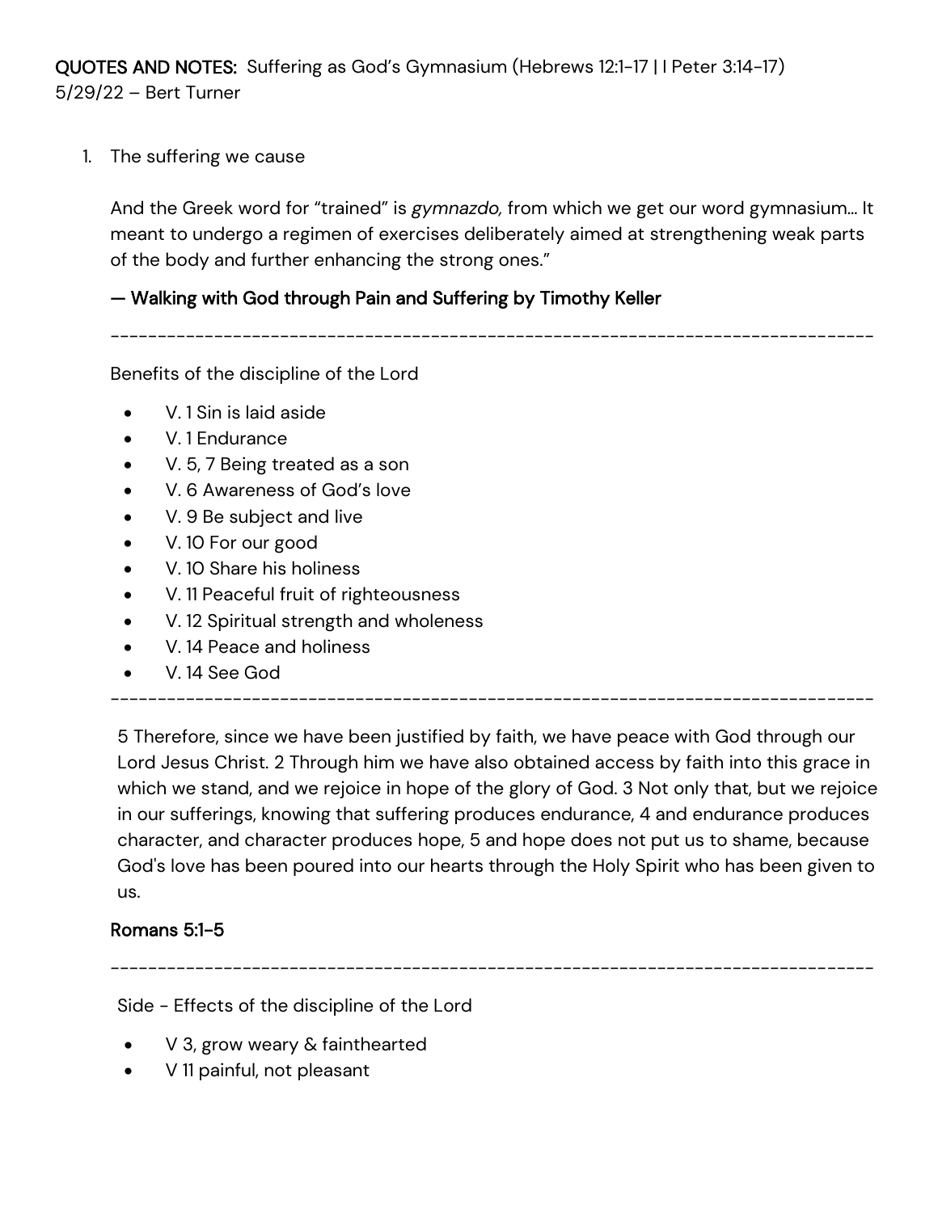**QUOTES AND NOTES:** Suffering as God's Gymnasium (Hebrews 12:1-17 | I Peter 3:14-17)
5/29/22 – Bert Turner

1. The suffering we cause

   And the Greek word for "trained" is *gymnazdo,* from which we get our word gymnasium… It meant to undergo a regimen of exercises deliberately aimed at strengthening weak parts of the body and further enhancing the strong ones."

   **— Walking with God through Pain and Suffering by Timothy Keller**

   ---

   Benefits of the discipline of the Lord

   - V. 1 Sin is laid aside
   - V. 1 Endurance
   - V. 5, 7 Being treated as a son
   - V. 6 Awareness of God's love
   - V. 9 Be subject and live
   - V. 10 For our good
   - V. 10 Share his holiness
   - V. 11 Peaceful fruit of righteousness
   - V. 12 Spiritual strength and wholeness
   - V. 14 Peace and holiness
   - V. 14 See God

   ---

   5 Therefore, since we have been justified by faith, we have peace with God through our Lord Jesus Christ. 2 Through him we have also obtained access by faith into this grace in which we stand, and we rejoice in hope of the glory of God. 3 Not only that, but we rejoice in our sufferings, knowing that suffering produces endurance, 4 and endurance produces character, and character produces hope, 5 and hope does not put us to shame, because God's love has been poured into our hearts through the Holy Spirit who has been given to us.

   **Romans 5:1-5**

   ---

   Side - Effects of the discipline of the Lord

   - V 3, grow weary & fainthearted
   - V 11 painful, not pleasant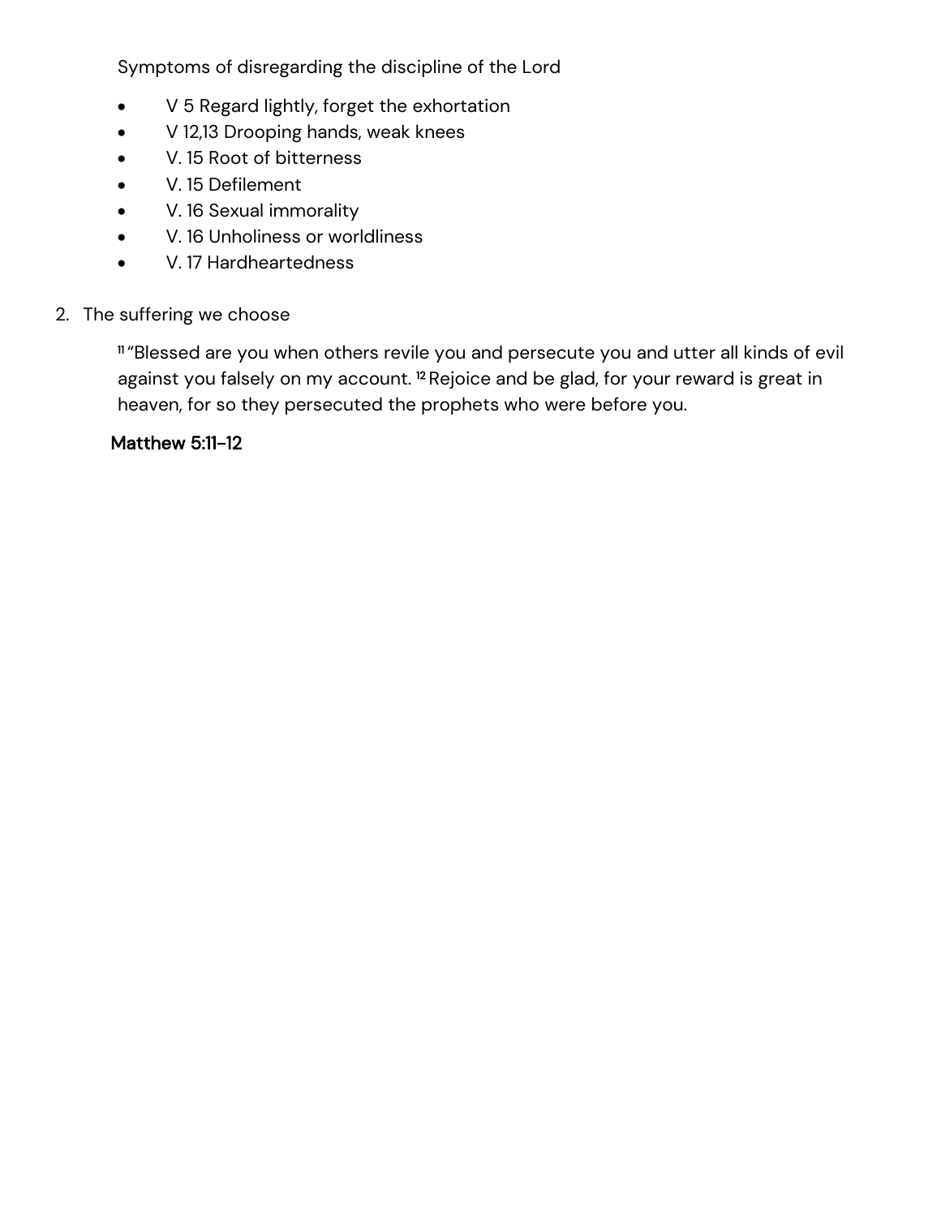Symptoms of disregarding the discipline of the Lord

- V 5 Regard lightly, forget the exhortation
- V 12,13 Drooping hands, weak knees
- V. 15 Root of bitterness
- V. 15 Defilement
- V. 16 Sexual immorality
- V. 16 Unholiness or worldliness
- V. 17 Hardheartedness

2. The suffering we choose

   [11] "Blessed are you when others revile you and persecute you and utter all kinds of evil against you falsely on my account. [12] Rejoice and be glad, for your reward is great in heaven, for so they persecuted the prophets who were before you.

   Matthew 5:11–12